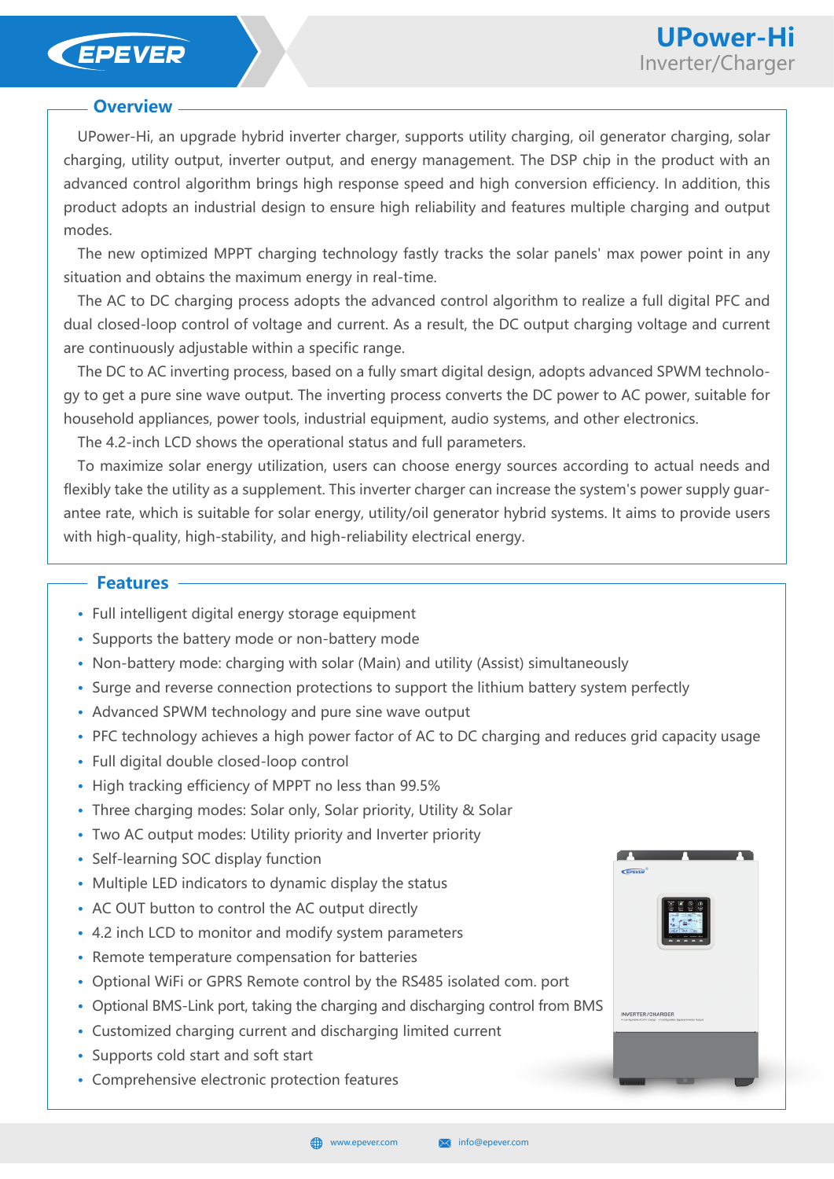# UPower-Hi
Inverter/Charger

## Overview

UPower-Hi, an upgrade hybrid inverter charger, supports utility charging, oil generator charging, solar charging, utility output, inverter output, and energy management. The DSP chip in the product with an advanced control algorithm brings high response speed and high conversion efficiency. In addition, this product adopts an industrial design to ensure high reliability and features multiple charging and output modes.

The new optimized MPPT charging technology fastly tracks the solar panels' max power point in any situation and obtains the maximum energy in real-time.

The AC to DC charging process adopts the advanced control algorithm to realize a full digital PFC and dual closed-loop control of voltage and current. As a result, the DC output charging voltage and current are continuously adjustable within a specific range.

The DC to AC inverting process, based on a fully smart digital design, adopts advanced SPWM technology to get a pure sine wave output. The inverting process converts the DC power to AC power, suitable for household appliances, power tools, industrial equipment, audio systems, and other electronics.

The 4.2-inch LCD shows the operational status and full parameters.

To maximize solar energy utilization, users can choose energy sources according to actual needs and flexibly take the utility as a supplement. This inverter charger can increase the system's power supply guarantee rate, which is suitable for solar energy, utility/oil generator hybrid systems. It aims to provide users with high-quality, high-stability, and high-reliability electrical energy.

## Features

- Full intelligent digital energy storage equipment
- Supports the battery mode or non-battery mode
- Non-battery mode: charging with solar (Main) and utility (Assist) simultaneously
- Surge and reverse connection protections to support the lithium battery system perfectly
- Advanced SPWM technology and pure sine wave output
- PFC technology achieves a high power factor of AC to DC charging and reduces grid capacity usage
- Full digital double closed-loop control
- High tracking efficiency of MPPT no less than 99.5%
- Three charging modes: Solar only, Solar priority, Utility & Solar
- Two AC output modes: Utility priority and Inverter priority
- Self-learning SOC display function
- Multiple LED indicators to dynamic display the status
- AC OUT button to control the AC output directly
- 4.2 inch LCD to monitor and modify system parameters
- Remote temperature compensation for batteries
- Optional WiFi or GPRS Remote control by the RS485 isolated com. port
- Optional BMS-Link port, taking the charging and discharging control from BMS
- Customized charging current and discharging limited current
- Supports cold start and soft start
- Comprehensive electronic protection features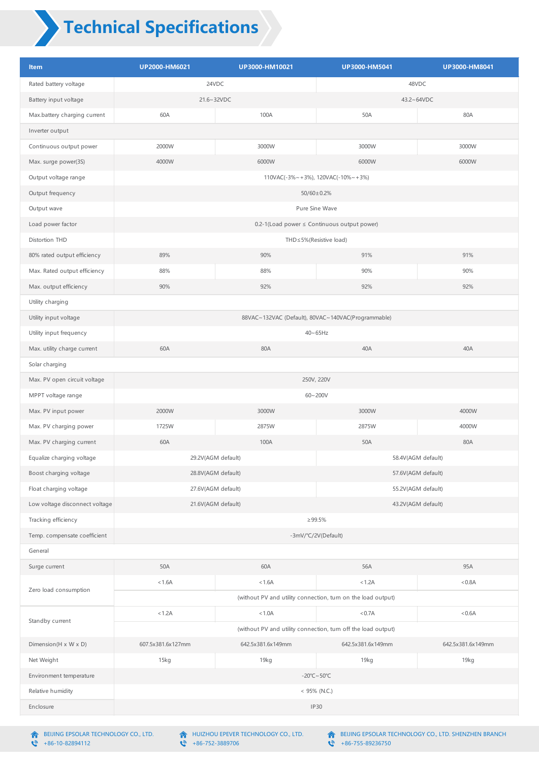# Technical Specifications

| Item | UP2000-HM6021 | UP3000-HM10021 | UP3000-HM5041 | UP3000-HM8041 |
|---|---|---|---|---|
| Rated battery voltage | 24VDC | | 48VDC | |
| Battery input voltage | 21.6~32VDC | | 43.2~64VDC | |
| Max.battery charging current | 60A | 100A | 50A | 80A |
| Inverter output | | | | |
| Continuous output power | 2000W | 3000W | 3000W | 3000W |
| Max. surge power(3S) | 4000W | 6000W | 6000W | 6000W |
| Output voltage range | 110VAC(-3%~+3%), 120VAC(-10%~+3%) | | | |
| Output frequency | 50/60±0.2% | | | |
| Output wave | Pure Sine Wave | | | |
| Load power factor | 0.2-1(Load power ≤ Continuous output power) | | | |
| Distortion THD | THD≤5%(Resistive load) | | | |
| 80% rated output efficiency | 89% | 90% | 91% | 91% |
| Max. Rated output efficiency | 88% | 88% | 90% | 90% |
| Max. output efficiency | 90% | 92% | 92% | 92% |
| Utility charging | | | | |
| Utility input voltage | 88VAC~132VAC (Default), 80VAC~140VAC(Programmable) | | | |
| Utility input frequency | 40~65Hz | | | |
| Max. utility charge current | 60A | 80A | 40A | 40A |
| Solar charging | | | | |
| Max. PV open circuit voltage | 250V, 220V | | | |
| MPPT voltage range | 60~200V | | | |
| Max. PV input power | 2000W | 3000W | 3000W | 4000W |
| Max. PV charging power | 1725W | 2875W | 2875W | 4000W |
| Max. PV charging current | 60A | 100A | 50A | 80A |
| Equalize charging voltage | 29.2V(AGM default) | | 58.4V(AGM default) | |
| Boost charging voltage | 28.8V(AGM default) | | 57.6V(AGM default) | |
| Float charging voltage | 27.6V(AGM default) | | 55.2V(AGM default) | |
| Low voltage disconnect voltage | 21.6V(AGM default) | | 43.2V(AGM default) | |
| Tracking efficiency | ≥99.5% | | | |
| Temp. compensate coefficient | -3mV/℃/2V(Default) | | | |
| General | | | | |
| Surge current | 50A | 60A | 56A | 95A |
| Zero load consumption | <1.6A | <1.6A | <1.2A | <0.8A |
| | (without PV and utility connection, turn on the load output) | | | |
| Standby current | <1.2A | <1.0A | <0.7A | <0.6A |
| | (without PV and utility connection, turn off the load output) | | | |
| Dimension(H x W x D) | 607.5x381.6x127mm | 642.5x381.6x149mm | 642.5x381.6x149mm | 642.5x381.6x149mm |
| Net Weight | 15kg | 19kg | 19kg | 19kg |
| Environment temperature | -20℃~50℃ | | | |
| Relative humidity | < 95% (N.C.) | | | |
| Enclosure | IP30 | | | |

BEIJING EPSOLAR TECHNOLOGY CO., LTD.
+86-10-82894112

HUIZHOU EPEVER TECHNOLOGY CO., LTD.
+86-752-3889706

BEIJING EPSOLAR TECHNOLOGY CO., LTD. SHENZHEN BRANCH
+86-755-89236750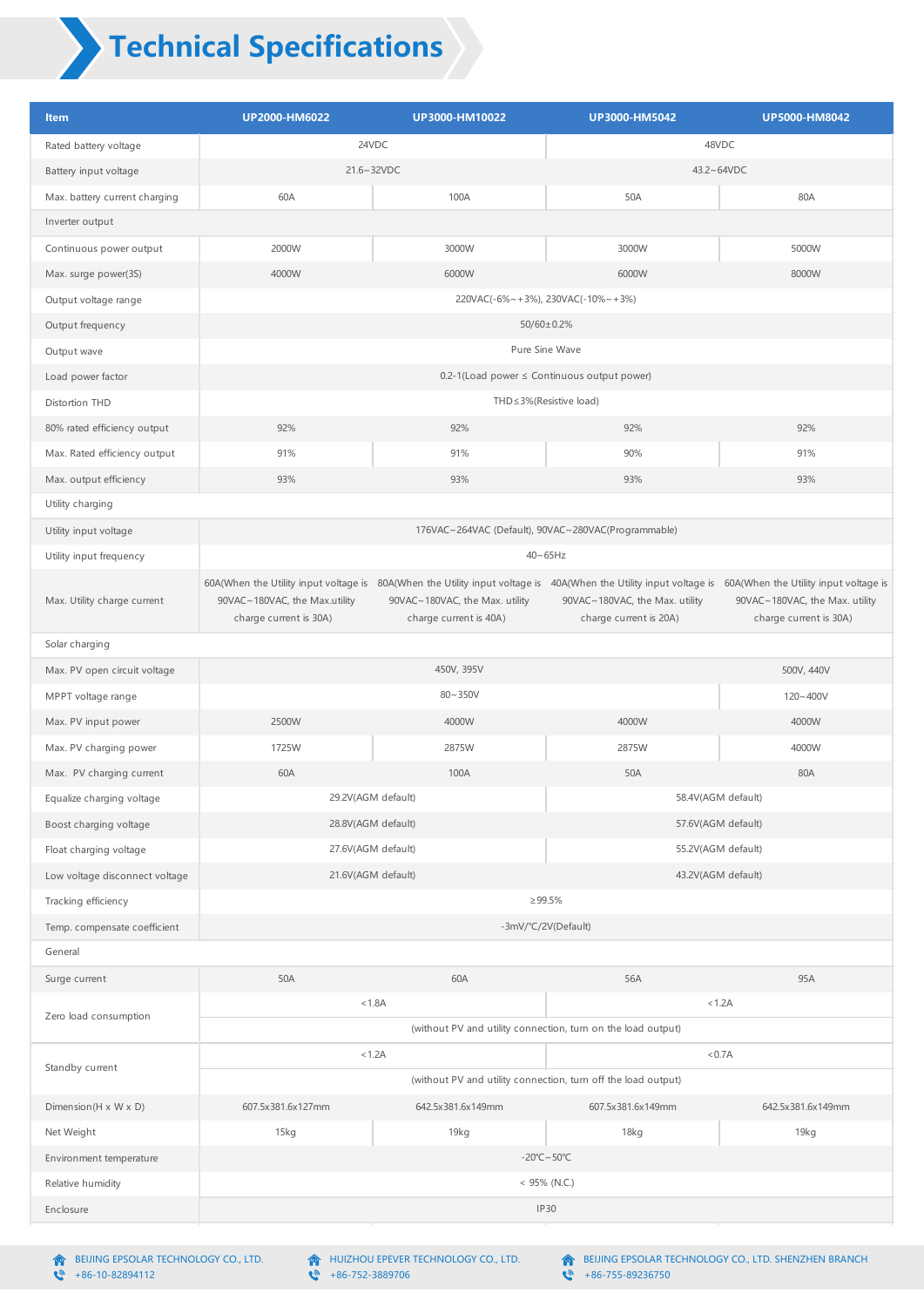# Technical Specifications

| Item | UP2000-HM6022 | UP3000-HM10022 | UP3000-HM5042 | UP5000-HM8042 |
|---|---|---|---|---|
| Rated battery voltage | 24VDC | | 48VDC | |
| Battery input voltage | 21.6~32VDC | | 43.2~64VDC | |
| Max. battery current charging | 60A | 100A | 50A | 80A |
| Inverter output | | | | |
| Continuous power output | 2000W | 3000W | 3000W | 5000W |
| Max. surge power(3S) | 4000W | 6000W | 6000W | 8000W |
| Output voltage range | 220VAC(-6%~+3%), 230VAC(-10%~+3%) | | | |
| Output frequency | 50/60±0.2% | | | |
| Output wave | Pure Sine Wave | | | |
| Load power factor | 0.2-1(Load power ≤ Continuous output power) | | | |
| Distortion THD | THD≤3%(Resistive load) | | | |
| 80% rated efficiency output | 92% | 92% | 92% | 92% |
| Max. Rated efficiency output | 91% | 91% | 90% | 91% |
| Max. output efficiency | 93% | 93% | 93% | 93% |
| Utility charging | | | | |
| Utility input voltage | 176VAC~264VAC (Default), 90VAC~280VAC(Programmable) | | | |
| Utility input frequency | 40~65Hz | | | |
| Max. Utility charge current | 60A(When the Utility input voltage is 90VAC~180VAC, the Max.utility charge current is 30A) | 80A(When the Utility input voltage is 90VAC~180VAC, the Max. utility charge current is 40A) | 40A(When the Utility input voltage is 90VAC~180VAC, the Max. utility charge current is 20A) | 60A(When the Utility input voltage is 90VAC~180VAC, the Max. utility charge current is 30A) |
| Solar charging | | | | |
| Max. PV open circuit voltage | 450V, 395V | | | 500V, 440V |
| MPPT voltage range | 80~350V | | | 120~400V |
| Max. PV input power | 2500W | 4000W | 4000W | 4000W |
| Max. PV charging power | 1725W | 2875W | 2875W | 4000W |
| Max. PV charging current | 60A | 100A | 50A | 80A |
| Equalize charging voltage | 29.2V(AGM default) | | 58.4V(AGM default) | |
| Boost charging voltage | 28.8V(AGM default) | | 57.6V(AGM default) | |
| Float charging voltage | 27.6V(AGM default) | | 55.2V(AGM default) | |
| Low voltage disconnect voltage | 21.6V(AGM default) | | 43.2V(AGM default) | |
| Tracking efficiency | ≥99.5% | | | |
| Temp. compensate coefficient | -3mV/℃/2V(Default) | | | |
| General | | | | |
| Surge current | 50A | 60A | 56A | 95A |
| Zero load consumption | <1.8A | | <1.2A | |
| | (without PV and utility connection, turn on the load output) | | | |
| Standby current | <1.2A | | <0.7A | |
| | (without PV and utility connection, turn off the load output) | | | |
| Dimension(H x W x D) | 607.5x381.6x127mm | 642.5x381.6x149mm | 607.5x381.6x149mm | 642.5x381.6x149mm |
| Net Weight | 15kg | 19kg | 18kg | 19kg |
| Environment temperature | -20℃~50℃ | | | |
| Relative humidity | < 95% (N.C.) | | | |
| Enclosure | IP30 | | | |

BEIJING EPSOLAR TECHNOLOGY CO., LTD.
+86-10-82894112

HUIZHOU EPEVER TECHNOLOGY CO., LTD.
+86-752-3889706

BEIJING EPSOLAR TECHNOLOGY CO., LTD. SHENZHEN BRANCH
+86-755-89236770